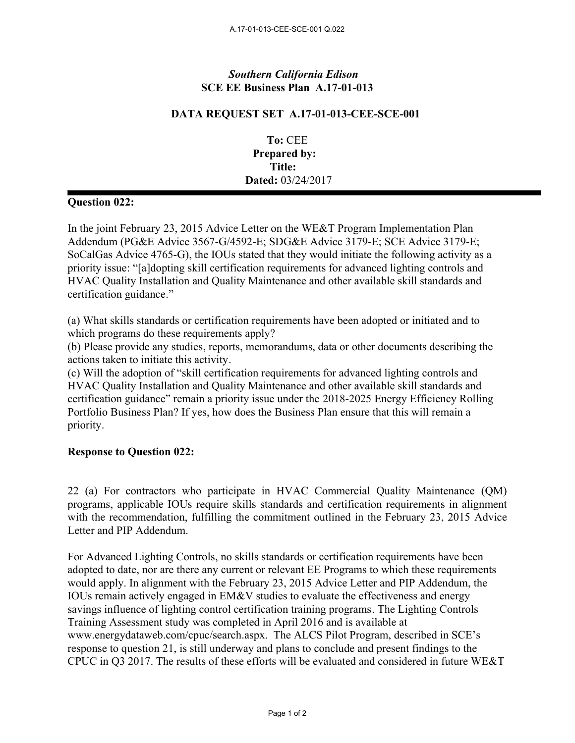*Southern California Edison*
**SCE EE Business Plan A.17-01-013**

**DATA REQUEST SET A.17-01-013-CEE-SCE-001**

**To:** CEE
**Prepared by:**
**Title:**
**Dated:** 03/24/2017

---

**Question 022:**

In the joint February 23, 2015 Advice Letter on the WE&T Program Implementation Plan Addendum (PG&E Advice 3567-G/4592-E; SDG&E Advice 3179-E; SCE Advice 3179-E; SoCalGas Advice 4765-G), the IOUs stated that they would initiate the following activity as a priority issue: "[a]dopting skill certification requirements for advanced lighting controls and HVAC Quality Installation and Quality Maintenance and other available skill standards and certification guidance."

(a) What skills standards or certification requirements have been adopted or initiated and to which programs do these requirements apply?
(b) Please provide any studies, reports, memorandums, data or other documents describing the actions taken to initiate this activity.
(c) Will the adoption of "skill certification requirements for advanced lighting controls and HVAC Quality Installation and Quality Maintenance and other available skill standards and certification guidance" remain a priority issue under the 2018-2025 Energy Efficiency Rolling Portfolio Business Plan? If yes, how does the Business Plan ensure that this will remain a priority.

**Response to Question 022:**

22 (a) For contractors who participate in HVAC Commercial Quality Maintenance (QM) programs, applicable IOUs require skills standards and certification requirements in alignment with the recommendation, fulfilling the commitment outlined in the February 23, 2015 Advice Letter and PIP Addendum.

For Advanced Lighting Controls, no skills standards or certification requirements have been adopted to date, nor are there any current or relevant EE Programs to which these requirements would apply. In alignment with the February 23, 2015 Advice Letter and PIP Addendum, the IOUs remain actively engaged in EM&V studies to evaluate the effectiveness and energy savings influence of lighting control certification training programs. The Lighting Controls Training Assessment study was completed in April 2016 and is available at www.energydataweb.com/cpuc/search.aspx. The ALCS Pilot Program, described in SCE's response to question 21, is still underway and plans to conclude and present findings to the CPUC in Q3 2017. The results of these efforts will be evaluated and considered in future WE&T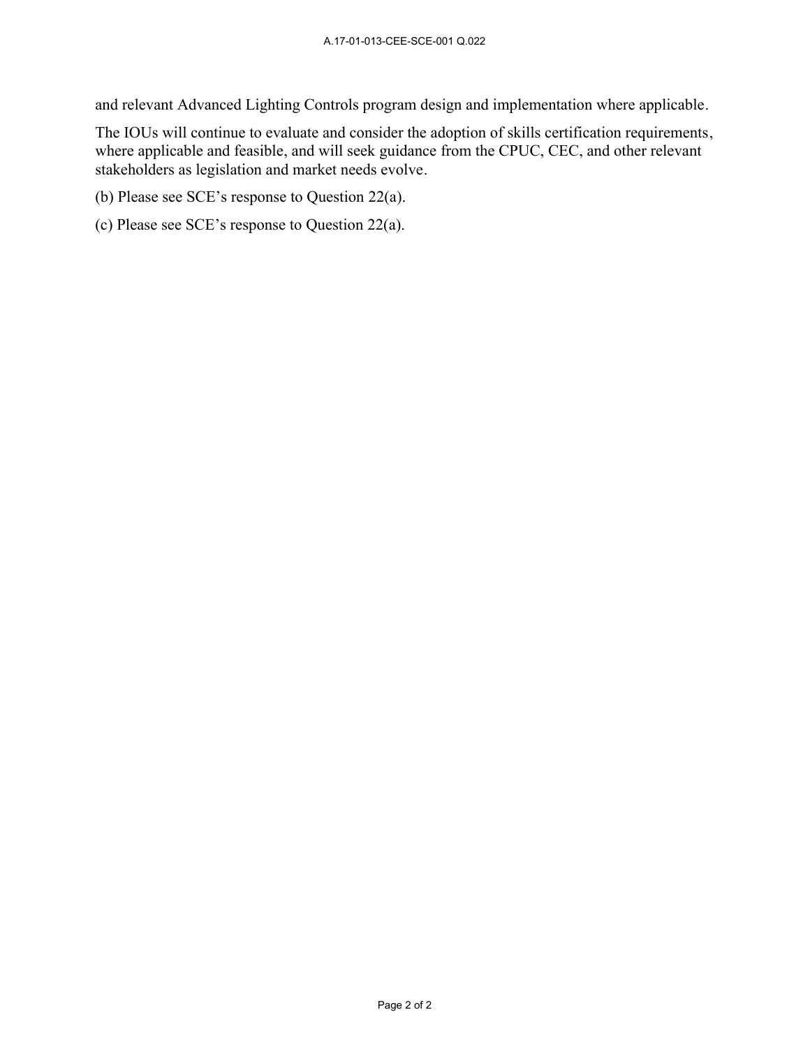and relevant Advanced Lighting Controls program design and implementation where applicable.

The IOUs will continue to evaluate and consider the adoption of skills certification requirements, where applicable and feasible, and will seek guidance from the CPUC, CEC, and other relevant stakeholders as legislation and market needs evolve.

(b) Please see SCE's response to Question 22(a).

(c) Please see SCE's response to Question 22(a).